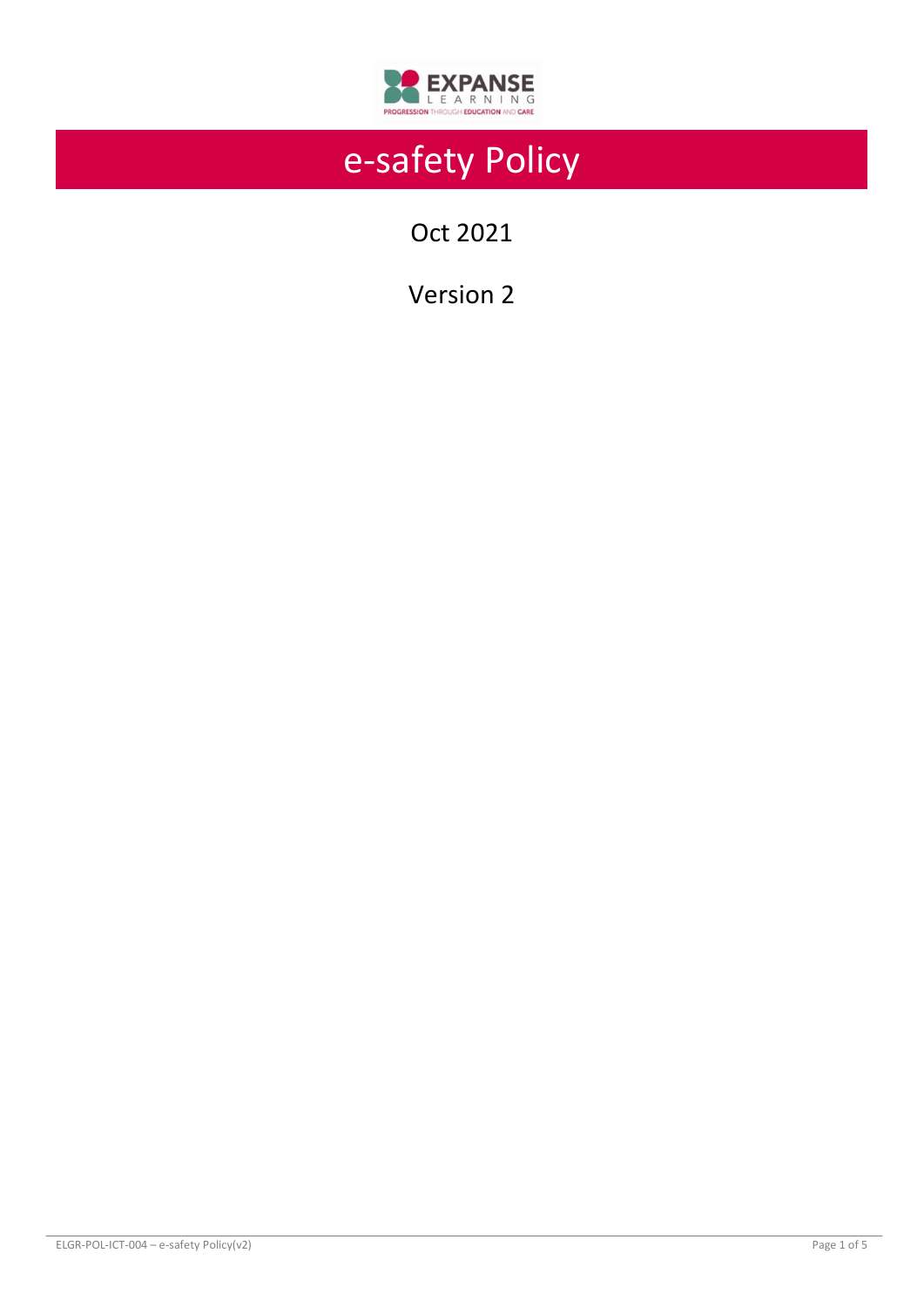# e-safety Policy

Oct 2021

Version 2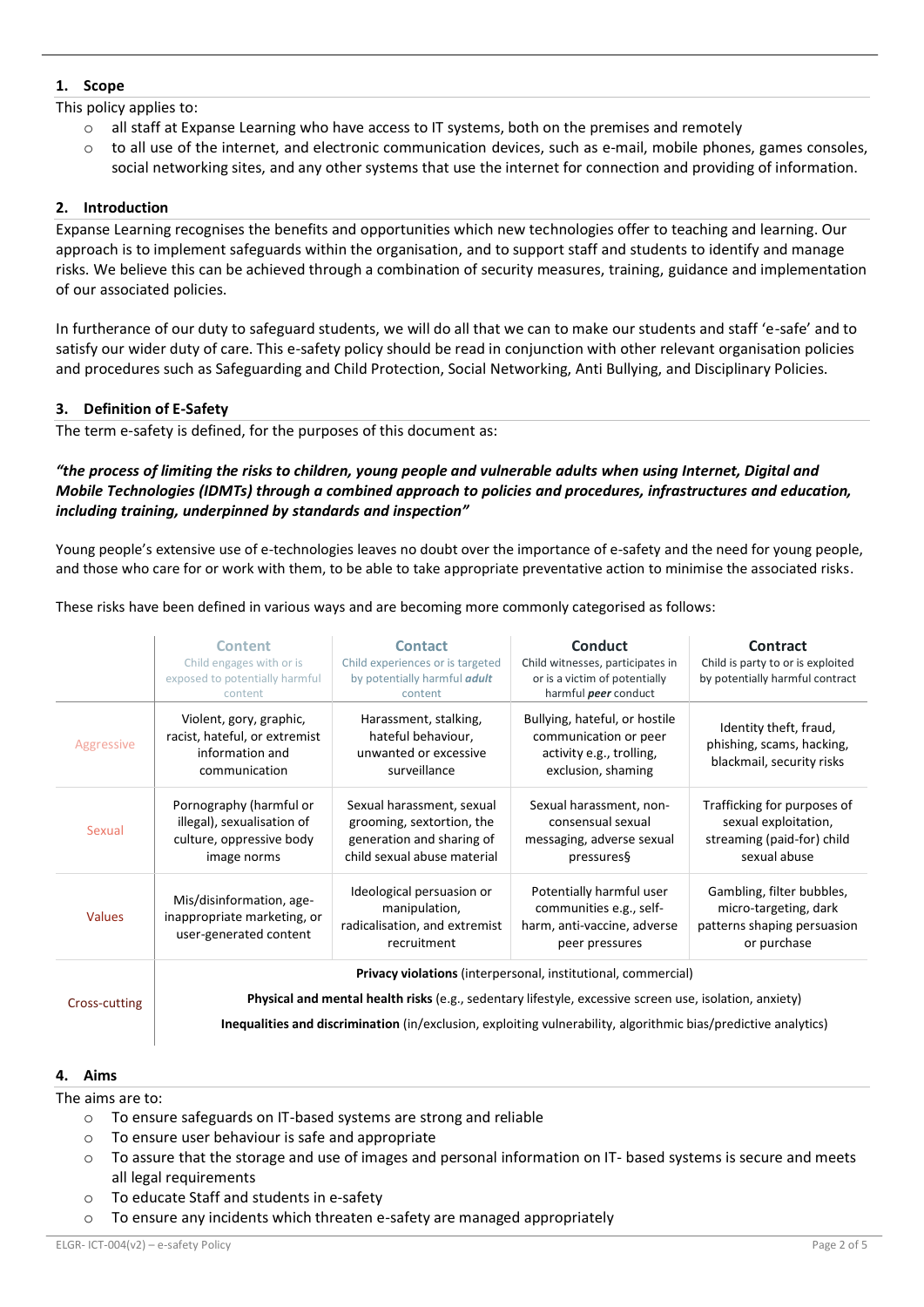## 1. Scope

This policy applies to:

- all staff at Expanse Learning who have access to IT systems, both on the premises and remotely
- to all use of the internet, and electronic communication devices, such as e-mail, mobile phones, games consoles, social networking sites, and any other systems that use the internet for connection and providing of information.

## 2. Introduction

Expanse Learning recognises the benefits and opportunities which new technologies offer to teaching and learning. Our approach is to implement safeguards within the organisation, and to support staff and students to identify and manage risks. We believe this can be achieved through a combination of security measures, training, guidance and implementation of our associated policies.

In furtherance of our duty to safeguard students, we will do all that we can to make our students and staff 'e-safe' and to satisfy our wider duty of care. This e-safety policy should be read in conjunction with other relevant organisation policies and procedures such as Safeguarding and Child Protection, Social Networking, Anti Bullying, and Disciplinary Policies.

## 3. Definition of E-Safety

The term e-safety is defined, for the purposes of this document as:

***"the process of limiting the risks to children, young people and vulnerable adults when using Internet, Digital and Mobile Technologies (IDMTs) through a combined approach to policies and procedures, infrastructures and education, including training, underpinned by standards and inspection"***

Young people's extensive use of e-technologies leaves no doubt over the importance of e-safety and the need for young people, and those who care for or work with them, to be able to take appropriate preventative action to minimise the associated risks.

These risks have been defined in various ways and are becoming more commonly categorised as follows:

| | **Content**<br>Child engages with or is exposed to potentially harmful content | **Contact**<br>Child experiences or is targeted by potentially harmful ***adult*** content | **Conduct**<br>Child witnesses, participates in or is a victim of potentially harmful ***peer*** conduct | **Contract**<br>Child is party to or is exploited by potentially harmful contract |
|---|---|---|---|---|
| Aggressive | Violent, gory, graphic, racist, hateful, or extremist information and communication | Harassment, stalking, hateful behaviour, unwanted or excessive surveillance | Bullying, hateful, or hostile communication or peer activity e.g., trolling, exclusion, shaming | Identity theft, fraud, phishing, scams, hacking, blackmail, security risks |
| Sexual | Pornography (harmful or illegal), sexualisation of culture, oppressive body image norms | Sexual harassment, sexual grooming, sextortion, the generation and sharing of child sexual abuse material | Sexual harassment, non-consensual sexual messaging, adverse sexual pressures§ | Trafficking for purposes of sexual exploitation, streaming (paid-for) child sexual abuse |
| Values | Mis/disinformation, age-inappropriate marketing, or user-generated content | Ideological persuasion or manipulation, radicalisation, and extremist recruitment | Potentially harmful user communities e.g., self-harm, anti-vaccine, adverse peer pressures | Gambling, filter bubbles, micro-targeting, dark patterns shaping persuasion or purchase |
| Cross-cutting | **Privacy violations** (interpersonal, institutional, commercial)<br>**Physical and mental health risks** (e.g., sedentary lifestyle, excessive screen use, isolation, anxiety)<br>**Inequalities and discrimination** (in/exclusion, exploiting vulnerability, algorithmic bias/predictive analytics) | | | |

## 4. Aims

The aims are to:

- To ensure safeguards on IT-based systems are strong and reliable
- To ensure user behaviour is safe and appropriate
- To assure that the storage and use of images and personal information on IT- based systems is secure and meets all legal requirements
- To educate Staff and students in e-safety
- To ensure any incidents which threaten e-safety are managed appropriately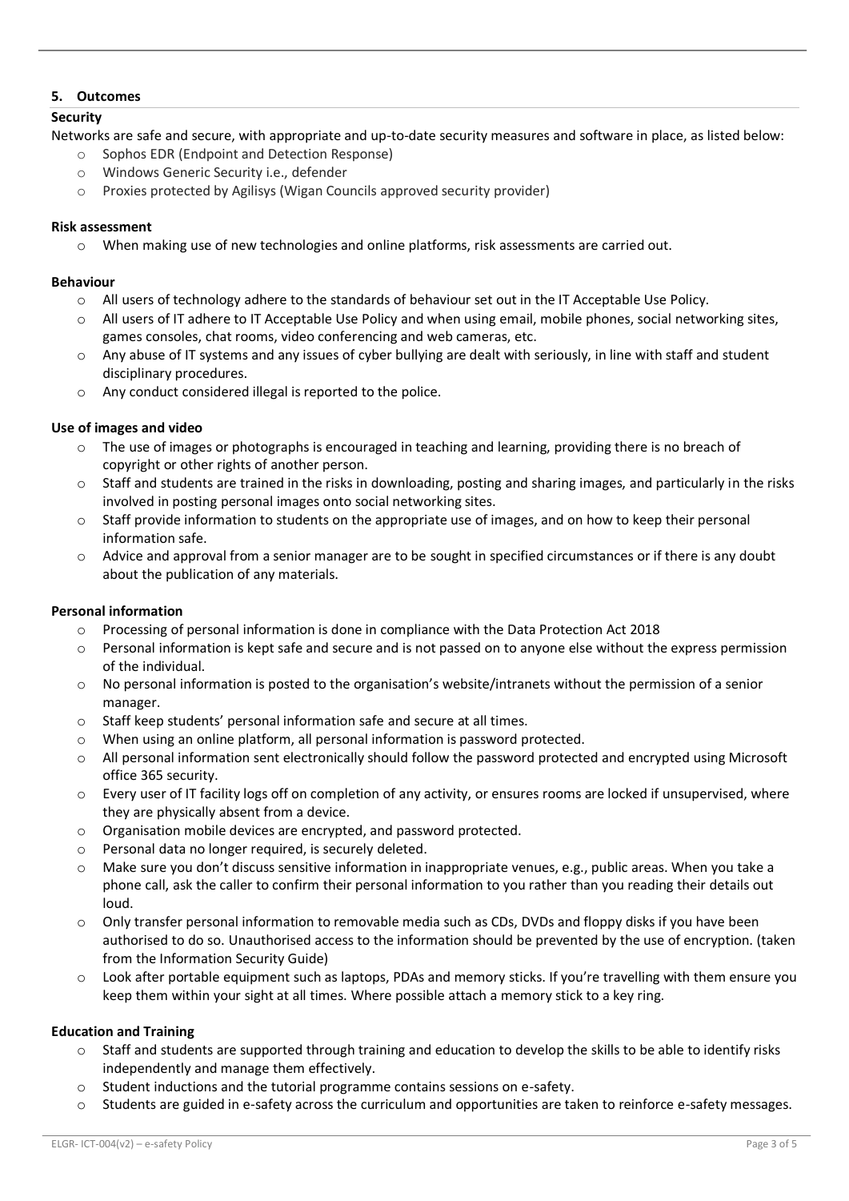## 5. Outcomes

**Security**

Networks are safe and secure, with appropriate and up-to-date security measures and software in place, as listed below:

- Sophos EDR (Endpoint and Detection Response)
- Windows Generic Security i.e., defender
- Proxies protected by Agilisys (Wigan Councils approved security provider)

**Risk assessment**

- When making use of new technologies and online platforms, risk assessments are carried out.

**Behaviour**

- All users of technology adhere to the standards of behaviour set out in the IT Acceptable Use Policy.
- All users of IT adhere to IT Acceptable Use Policy and when using email, mobile phones, social networking sites, games consoles, chat rooms, video conferencing and web cameras, etc.
- Any abuse of IT systems and any issues of cyber bullying are dealt with seriously, in line with staff and student disciplinary procedures.
- Any conduct considered illegal is reported to the police.

**Use of images and video**

- The use of images or photographs is encouraged in teaching and learning, providing there is no breach of copyright or other rights of another person.
- Staff and students are trained in the risks in downloading, posting and sharing images, and particularly in the risks involved in posting personal images onto social networking sites.
- Staff provide information to students on the appropriate use of images, and on how to keep their personal information safe.
- Advice and approval from a senior manager are to be sought in specified circumstances or if there is any doubt about the publication of any materials.

**Personal information**

- Processing of personal information is done in compliance with the Data Protection Act 2018
- Personal information is kept safe and secure and is not passed on to anyone else without the express permission of the individual.
- No personal information is posted to the organisation's website/intranets without the permission of a senior manager.
- Staff keep students' personal information safe and secure at all times.
- When using an online platform, all personal information is password protected.
- All personal information sent electronically should follow the password protected and encrypted using Microsoft office 365 security.
- Every user of IT facility logs off on completion of any activity, or ensures rooms are locked if unsupervised, where they are physically absent from a device.
- Organisation mobile devices are encrypted, and password protected.
- Personal data no longer required, is securely deleted.
- Make sure you don't discuss sensitive information in inappropriate venues, e.g., public areas. When you take a phone call, ask the caller to confirm their personal information to you rather than you reading their details out loud.
- Only transfer personal information to removable media such as CDs, DVDs and floppy disks if you have been authorised to do so. Unauthorised access to the information should be prevented by the use of encryption. (taken from the Information Security Guide)
- Look after portable equipment such as laptops, PDAs and memory sticks. If you're travelling with them ensure you keep them within your sight at all times. Where possible attach a memory stick to a key ring.

**Education and Training**

- Staff and students are supported through training and education to develop the skills to be able to identify risks independently and manage them effectively.
- Student inductions and the tutorial programme contains sessions on e-safety.
- Students are guided in e-safety across the curriculum and opportunities are taken to reinforce e-safety messages.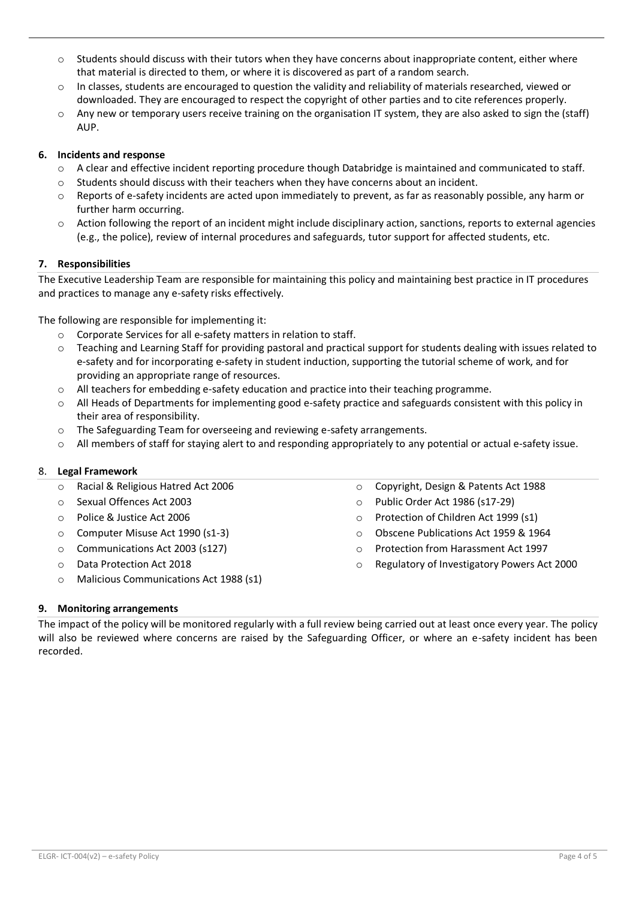- Students should discuss with their tutors when they have concerns about inappropriate content, either where that material is directed to them, or where it is discovered as part of a random search.
- In classes, students are encouraged to question the validity and reliability of materials researched, viewed or downloaded. They are encouraged to respect the copyright of other parties and to cite references properly.
- Any new or temporary users receive training on the organisation IT system, they are also asked to sign the (staff) AUP.

**6. Incidents and response**

- A clear and effective incident reporting procedure though Databridge is maintained and communicated to staff.
- Students should discuss with their teachers when they have concerns about an incident.
- Reports of e-safety incidents are acted upon immediately to prevent, as far as reasonably possible, any harm or further harm occurring.
- Action following the report of an incident might include disciplinary action, sanctions, reports to external agencies (e.g., the police), review of internal procedures and safeguards, tutor support for affected students, etc.

**7. Responsibilities**

The Executive Leadership Team are responsible for maintaining this policy and maintaining best practice in IT procedures and practices to manage any e-safety risks effectively.

The following are responsible for implementing it:

- Corporate Services for all e-safety matters in relation to staff.
- Teaching and Learning Staff for providing pastoral and practical support for students dealing with issues related to e-safety and for incorporating e-safety in student induction, supporting the tutorial scheme of work, and for providing an appropriate range of resources.
- All teachers for embedding e-safety education and practice into their teaching programme.
- All Heads of Departments for implementing good e-safety practice and safeguards consistent with this policy in their area of responsibility.
- The Safeguarding Team for overseeing and reviewing e-safety arrangements.
- All members of staff for staying alert to and responding appropriately to any potential or actual e-safety issue.

8. **Legal Framework**

- Racial & Religious Hatred Act 2006
- Sexual Offences Act 2003
- Police & Justice Act 2006
- Computer Misuse Act 1990 (s1-3)
- Communications Act 2003 (s127)
- Data Protection Act 2018
- Malicious Communications Act 1988 (s1)
- Copyright, Design & Patents Act 1988
- Public Order Act 1986 (s17-29)
- Protection of Children Act 1999 (s1)
- Obscene Publications Act 1959 & 1964
- Protection from Harassment Act 1997
- Regulatory of Investigatory Powers Act 2000

**9. Monitoring arrangements**

The impact of the policy will be monitored regularly with a full review being carried out at least once every year. The policy will also be reviewed where concerns are raised by the Safeguarding Officer, or where an e-safety incident has been recorded.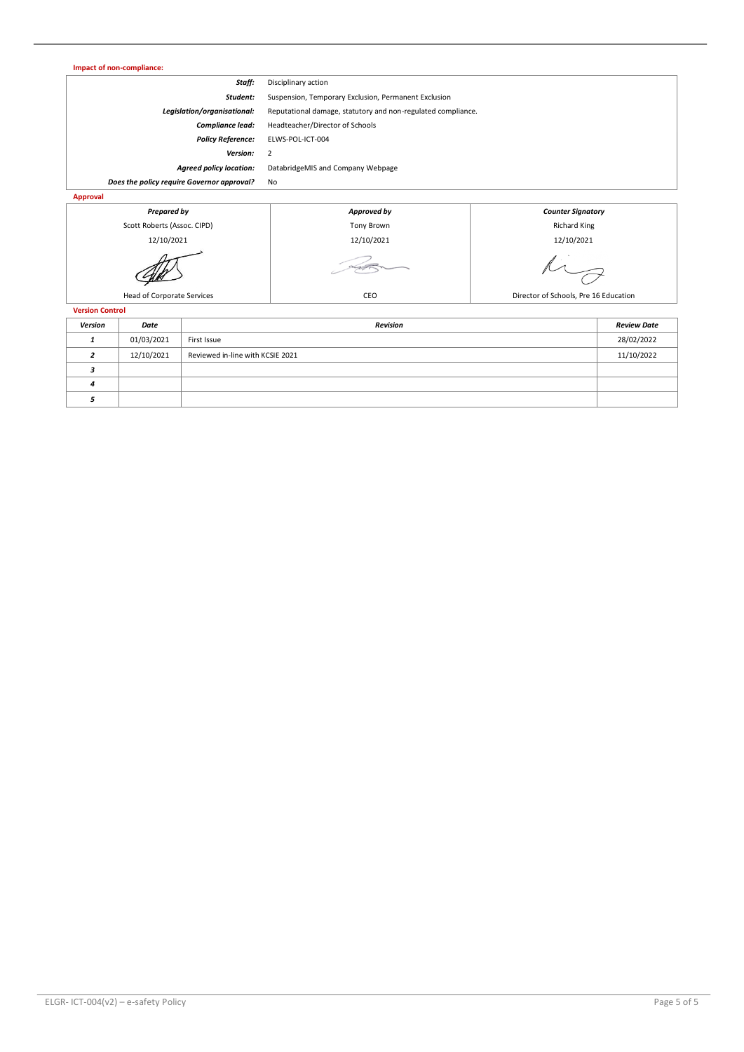**Impact of non-compliance:**

| | |
|---|---|
| ***Staff:*** | Disciplinary action |
| ***Student:*** | Suspension, Temporary Exclusion, Permanent Exclusion |
| ***Legislation/organisational:*** | Reputational damage, statutory and non-regulated compliance. |
| ***Compliance lead:*** | Headteacher/Director of Schools |
| ***Policy Reference:*** | ELWS-POL-ICT-004 |
| ***Version:*** | 2 |
| ***Agreed policy location:*** | DatabridgeMIS and Company Webpage |
| ***Does the policy require Governor approval?*** | No |

**Approval**

| *Prepared by* | *Approved by* | *Counter Signatory* |
|---|---|---|
| Scott Roberts (Assoc. CIPD) | Tony Brown | Richard King |
| 12/10/2021 | 12/10/2021 | 12/10/2021 |
| Head of Corporate Services | CEO | Director of Schools, Pre 16 Education |

**Version Control**

| *Version* | *Date* | *Revision* | *Review Date* |
|---|---|---|---|
| *1* | 01/03/2021 | First Issue | 28/02/2022 |
| *2* | 12/10/2021 | Reviewed in-line with KCSIE 2021 | 11/10/2022 |
| *3* | | | |
| *4* | | | |
| *5* | | | |